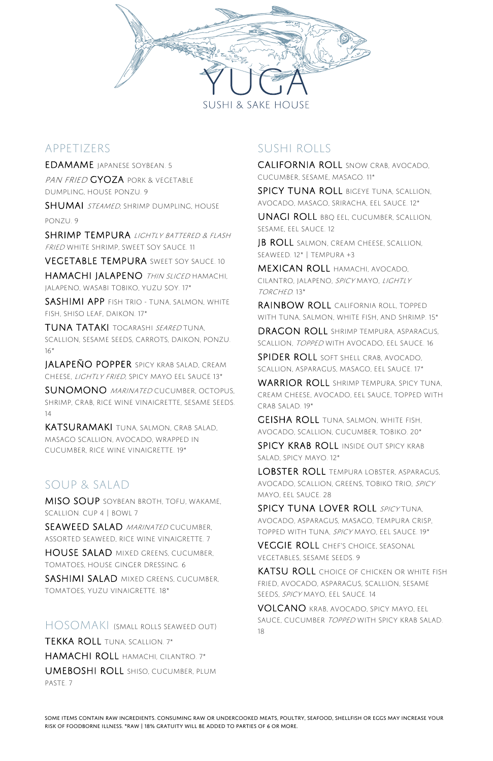# YUGA

SUSHI & SAKE HOUSE

## APPETIZERS

**EDAMAME** JAPANESE SOYBEAN. 5

*PAN FRIED* **GYOZA** PORK & VEGETABLE DUMPLING, HOUSE PONZU. 9

**SHUMAI** *STEAMED*, SHRIMP DUMPLING, HOUSE PONZU. 9

**SHRIMP TEMPURA** *LIGHTLY BATTERED & FLASH FRIED* WHITE SHRIMP, SWEET SOY SAUCE. 11

**VEGETABLE TEMPURA** SWEET SOY SAUCE. 10

**HAMACHI JALAPENO** *THIN SLICED* HAMACHI, JALAPENO, WASABI TOBIKO, YUZU SOY. 17*

**SASHIMI APP** FISH TRIO - TUNA, SALMON, WHITE FISH, SHISO LEAF, DAIKON. 17*

**TUNA TATAKI** TOGARASHI *SEARED* TUNA, SCALLION, SESAME SEEDS, CARROTS, DAIKON, PONZU. 16*

**JALAPEÑO POPPER** SPICY KRAB SALAD, CREAM CHEESE, *LIGHTLY FRIED*, SPICY MAYO EEL SAUCE 13*

**SUNOMONO** *MARINATED* CUCUMBER, OCTOPUS, SHRIMP, CRAB, RICE WINE VINAIGRETTE, SESAME SEEDS. 14

**KATSURAMAKI** TUNA, SALMON, CRAB SALAD, MASAGO SCALLION, AVOCADO, WRAPPED IN CUCUMBER, RICE WINE VINAIGRETTE. 19*

## SOUP & SALAD

**MISO SOUP** SOYBEAN BROTH, TOFU, WAKAME, SCALLION. CUP 4 | BOWL 7

**SEAWEED SALAD** *MARINATED* CUCUMBER, ASSORTED SEAWEED, RICE WINE VINAIGRETTE. 7

**HOUSE SALAD** MIXED GREENS, CUCUMBER, TOMATOES, HOUSE GINGER DRESSING. 6

**SASHIMI SALAD** MIXED GREENS, CUCUMBER, TOMATOES, YUZU VINAIGRETTE. 18*

## HOSOMAKI (SMALL ROLLS SEAWEED OUT)

**TEKKA ROLL** TUNA, SCALLION. 7*

**HAMACHI ROLL** HAMACHI, CILANTRO. 7*

**UMEBOSHI ROLL** SHISO, CUCUMBER, PLUM PASTE. 7

## SUSHI ROLLS

**CALIFORNIA ROLL** SNOW CRAB, AVOCADO, CUCUMBER, SESAME, MASAGO. 11*

**SPICY TUNA ROLL** BIGEYE TUNA, SCALLION, AVOCADO, MASAGO, SRIRACHA, EEL SAUCE. 12*

**UNAGI ROLL** BBQ EEL, CUCUMBER, SCALLION, SESAME, EEL SAUCE. 12

**JB ROLL** SALMON, CREAM CHEESE, SCALLION, SEAWEED. 12* | TEMPURA +3

**MEXICAN ROLL** HAMACHI, AVOCADO, CILANTRO, JALAPENO, *SPICY* MAYO, *LIGHTLY TORCHED*. 13*

**RAINBOW ROLL** CALIFORNIA ROLL, TOPPED WITH TUNA, SALMON, WHITE FISH, AND SHRIMP. 15*

**DRAGON ROLL** SHRIMP TEMPURA, ASPARAGUS, SCALLION, *TOPPED* WITH AVOCADO, EEL SAUCE. 16

**SPIDER ROLL** SOFT SHELL CRAB, AVOCADO, SCALLION, ASPARAGUS, MASAGO, EEL SAUCE. 17*

**WARRIOR ROLL** SHRIMP TEMPURA, SPICY TUNA, CREAM CHEESE, AVOCADO, EEL SAUCE, TOPPED WITH CRAB SALAD. 19*

**GEISHA ROLL** TUNA, SALMON, WHITE FISH, AVOCADO, SCALLION, CUCUMBER, TOBIKO. 20*

**SPICY KRAB ROLL** INSIDE OUT SPICY KRAB SALAD, SPICY MAYO. 12*

**LOBSTER ROLL** TEMPURA LOBSTER, ASPARAGUS, AVOCADO, SCALLION, GREENS, TOBIKO TRIO, *SPICY* MAYO, EEL SAUCE. 28

**SPICY TUNA LOVER ROLL** *SPICY* TUNA, AVOCADO, ASPARAGUS, MASAGO, TEMPURA CRISP, TOPPED WITH TUNA, *SPICY* MAYO, EEL SAUCE. 19*

**VEGGIE ROLL** CHEF'S CHOICE, SEASONAL VEGETABLES, SESAME SEEDS. 9

**KATSU ROLL** CHOICE OF CHICKEN OR WHITE FISH FRIED, AVOCADO, ASPARAGUS, SCALLION, SESAME SEEDS, *SPICY* MAYO, EEL SAUCE. 14

**VOLCANO** KRAB, AVOCADO, SPICY MAYO, EEL SAUCE, CUCUMBER *TOPPED* WITH SPICY KRAB SALAD. 18

SOME ITEMS CONTAIN RAW INGREDIENTS. CONSUMING RAW OR UNDERCOOKED MEATS, POULTRY, SEAFOOD, SHELLFISH OR EGGS MAY INCREASE YOUR RISK OF FOODBORNE ILLNESS. *RAW | 18% GRATUITY WILL BE ADDED TO PARTIES OF 6 OR MORE.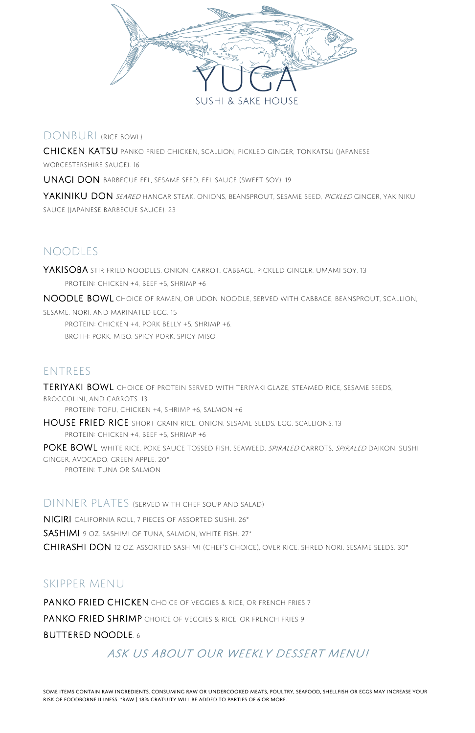# YUGA

SUSHI & SAKE HOUSE

## DONBURI (RICE BOWL)

**CHICKEN KATSU** PANKO FRIED CHICKEN, SCALLION, PICKLED GINGER, TONKATSU (JAPANESE WORCESTERSHIRE SAUCE). 16

**UNAGI DON** BARBECUE EEL, SESAME SEED, EEL SAUCE (SWEET SOY). 19

**YAKINIKU DON** *SEARED* HANGAR STEAK, ONIONS, BEANSPROUT, SESAME SEED, *PICKLED* GINGER, YAKINIKU SAUCE (JAPANESE BARBECUE SAUCE). 23

## NOODLES

**YAKISOBA** STIR FRIED NOODLES, ONION, CARROT, CABBAGE, PICKLED GINGER, UMAMI SOY. 13

PROTEIN: CHICKEN +4, BEEF +5, SHRIMP +6

**NOODLE BOWL** CHOICE OF RAMEN, OR UDON NOODLE, SERVED WITH CABBAGE, BEANSPROUT, SCALLION, SESAME, NORI, AND MARINATED EGG. 15

PROTEIN: CHICKEN +4, PORK BELLY +5, SHRIMP +6.

BROTH: PORK, MISO, SPICY PORK, SPICY MISO

## ENTREES

**TERIYAKI BOWL** CHOICE OF PROTEIN SERVED WITH TERIYAKI GLAZE, STEAMED RICE, SESAME SEEDS, BROCCOLINI, AND CARROTS. 13

PROTEIN: TOFU, CHICKEN +4, SHRIMP +6, SALMON +6

**HOUSE FRIED RICE** SHORT GRAIN RICE, ONION, SESAME SEEDS, EGG, SCALLIONS. 13

PROTEIN: CHICKEN +4, BEEF +5, SHRIMP +6

**POKE BOWL** WHITE RICE, POKE SAUCE TOSSED FISH, SEAWEED, *SPIRALED* CARROTS, *SPIRALED* DAIKON, SUSHI GINGER, AVOCADO, GREEN APPLE. 20*

PROTEIN: TUNA OR SALMON

## DINNER PLATES (SERVED WITH CHEF SOUP AND SALAD)

**NIGIRI** CALIFORNIA ROLL, 7 PIECES OF ASSORTED SUSHI. 26*

**SASHIMI** 9 OZ. SASHIMI OF TUNA, SALMON, WHITE FISH. 27*

**CHIRASHI DON** 12 OZ. ASSORTED SASHIMI (CHEF'S CHOICE), OVER RICE, SHRED NORI, SESAME SEEDS. 30*

## SKIPPER MENU

**PANKO FRIED CHICKEN** CHOICE OF VEGGIES & RICE, OR FRENCH FRIES 7

**PANKO FRIED SHRIMP** CHOICE OF VEGGIES & RICE, OR FRENCH FRIES 9

**BUTTERED NOODLE** 6

*ASK US ABOUT OUR WEEKLY DESSERT MENU!*

SOME ITEMS CONTAIN RAW INGREDIENTS. CONSUMING RAW OR UNDERCOOKED MEATS, POULTRY, SEAFOOD, SHELLFISH OR EGGS MAY INCREASE YOUR RISK OF FOODBORNE ILLNESS. *RAW | 18% GRATUITY WILL BE ADDED TO PARTIES OF 6 OR MORE.